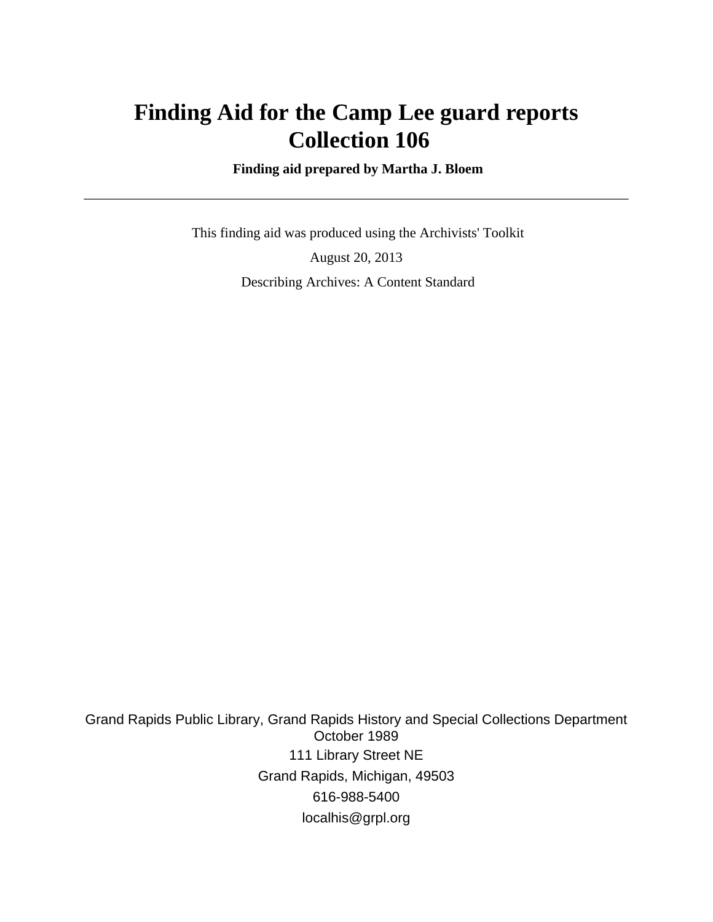# Finding Aid for the Camp Lee guard reports Collection 106

**Finding aid prepared by Martha J. Bloem**

---

This finding aid was produced using the Archivists' Toolkit

August 20, 2013

Describing Archives: A Content Standard

Grand Rapids Public Library, Grand Rapids History and Special Collections Department
October 1989

111 Library Street NE

Grand Rapids, Michigan, 49503

616-988-5400

localhis@grpl.org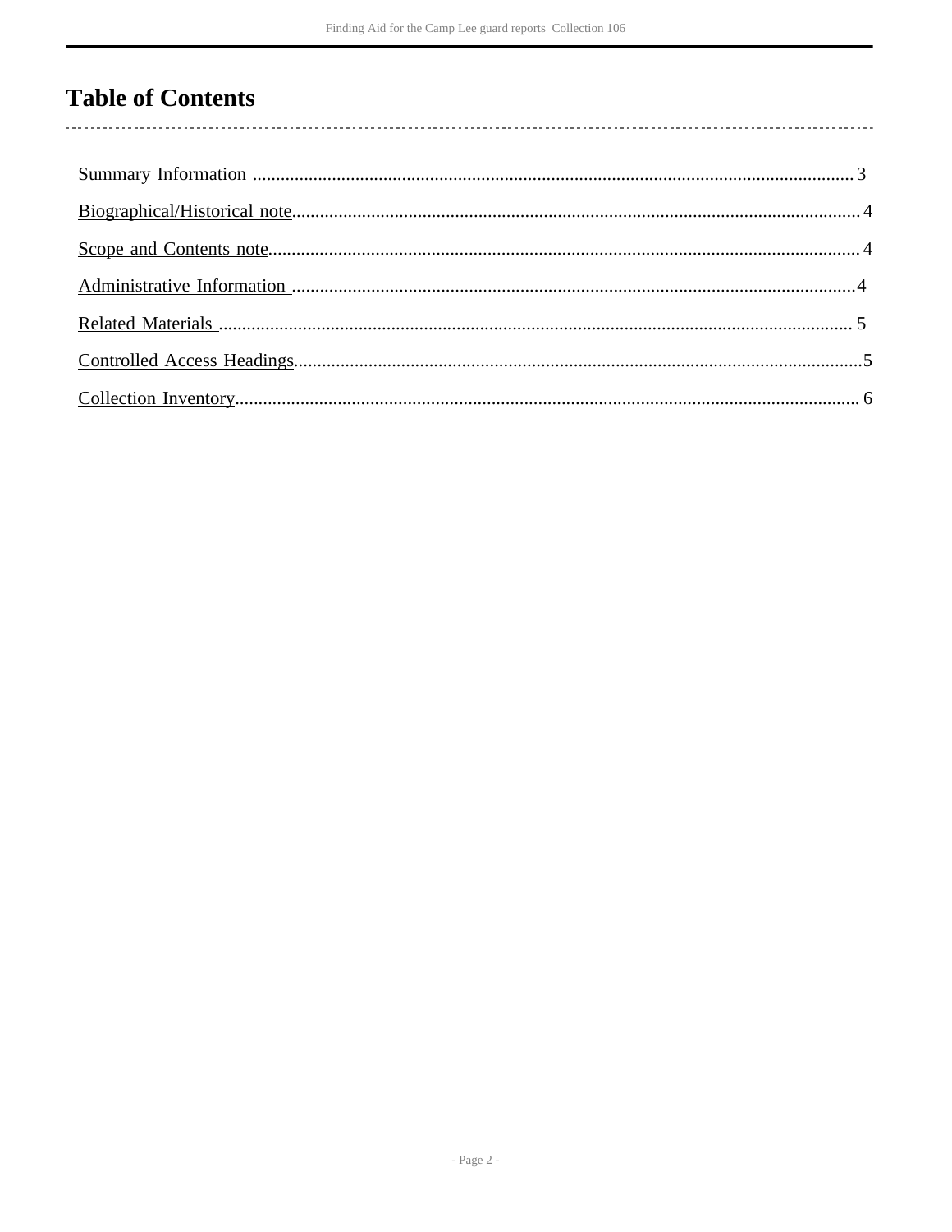# Table of Contents

Summary Information ........................................ 3

Biographical/Historical note ........................................ 4

Scope and Contents note ........................................ 4

Administrative Information ........................................ 4

Related Materials ........................................ 5

Controlled Access Headings ........................................ 5

Collection Inventory ........................................ 6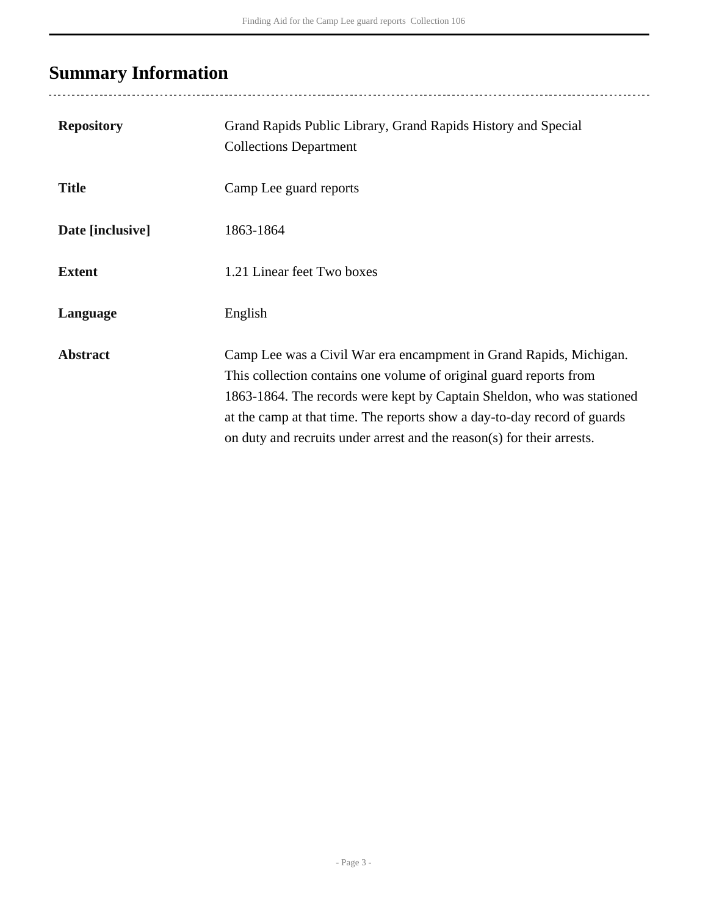## Summary Information

| | |
|---|---|
| **Repository** | Grand Rapids Public Library, Grand Rapids History and Special Collections Department |
| **Title** | Camp Lee guard reports |
| **Date [inclusive]** | 1863-1864 |
| **Extent** | 1.21 Linear feet Two boxes |
| **Language** | English |
| **Abstract** | Camp Lee was a Civil War era encampment in Grand Rapids, Michigan. This collection contains one volume of original guard reports from 1863-1864. The records were kept by Captain Sheldon, who was stationed at the camp at that time. The reports show a day-to-day record of guards on duty and recruits under arrest and the reason(s) for their arrests. |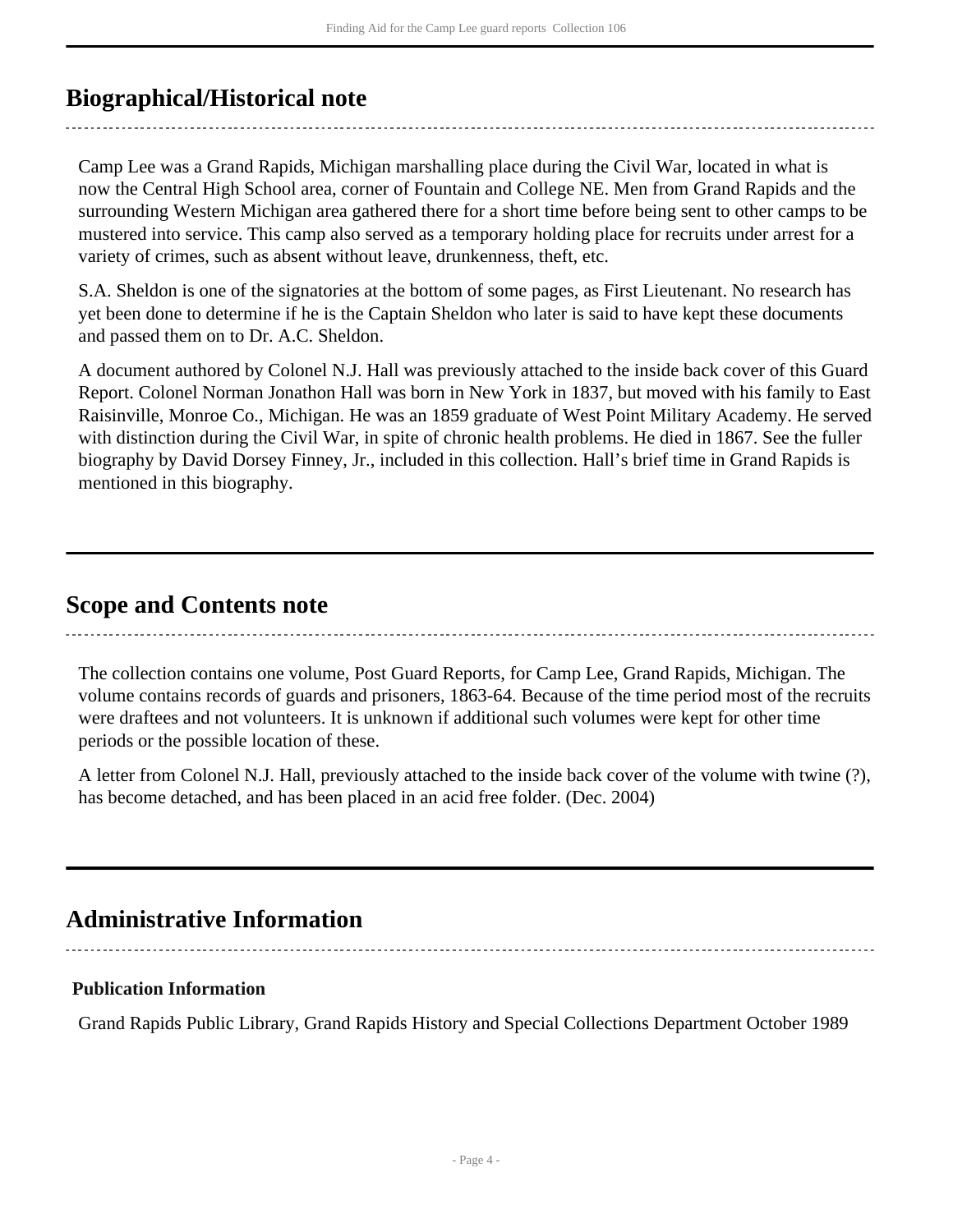## Biographical/Historical note

Camp Lee was a Grand Rapids, Michigan marshalling place during the Civil War, located in what is now the Central High School area, corner of Fountain and College NE. Men from Grand Rapids and the surrounding Western Michigan area gathered there for a short time before being sent to other camps to be mustered into service. This camp also served as a temporary holding place for recruits under arrest for a variety of crimes, such as absent without leave, drunkenness, theft, etc.

S.A. Sheldon is one of the signatories at the bottom of some pages, as First Lieutenant. No research has yet been done to determine if he is the Captain Sheldon who later is said to have kept these documents and passed them on to Dr. A.C. Sheldon.

A document authored by Colonel N.J. Hall was previously attached to the inside back cover of this Guard Report. Colonel Norman Jonathon Hall was born in New York in 1837, but moved with his family to East Raisinville, Monroe Co., Michigan. He was an 1859 graduate of West Point Military Academy. He served with distinction during the Civil War, in spite of chronic health problems. He died in 1867. See the fuller biography by David Dorsey Finney, Jr., included in this collection. Hall's brief time in Grand Rapids is mentioned in this biography.

## Scope and Contents note

The collection contains one volume, Post Guard Reports, for Camp Lee, Grand Rapids, Michigan. The volume contains records of guards and prisoners, 1863-64. Because of the time period most of the recruits were draftees and not volunteers. It is unknown if additional such volumes were kept for other time periods or the possible location of these.

A letter from Colonel N.J. Hall, previously attached to the inside back cover of the volume with twine (?), has become detached, and has been placed in an acid free folder. (Dec. 2004)

## Administrative Information

### Publication Information

Grand Rapids Public Library, Grand Rapids History and Special Collections Department October 1989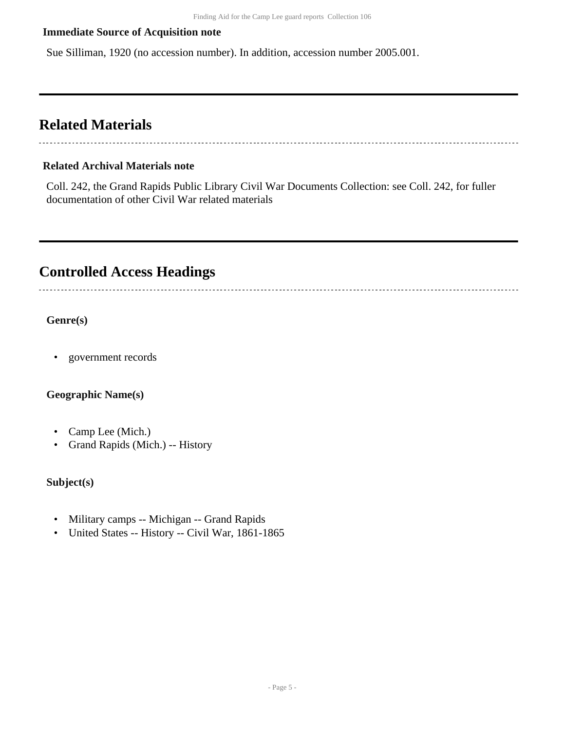**Immediate Source of Acquisition note**

Sue Silliman, 1920 (no accession number). In addition, accession number 2005.001.

## Related Materials

**Related Archival Materials note**

Coll. 242, the Grand Rapids Public Library Civil War Documents Collection: see Coll. 242, for fuller documentation of other Civil War related materials

## Controlled Access Headings

**Genre(s)**

- government records

**Geographic Name(s)**

- Camp Lee (Mich.)
- Grand Rapids (Mich.) -- History

**Subject(s)**

- Military camps -- Michigan -- Grand Rapids
- United States -- History -- Civil War, 1861-1865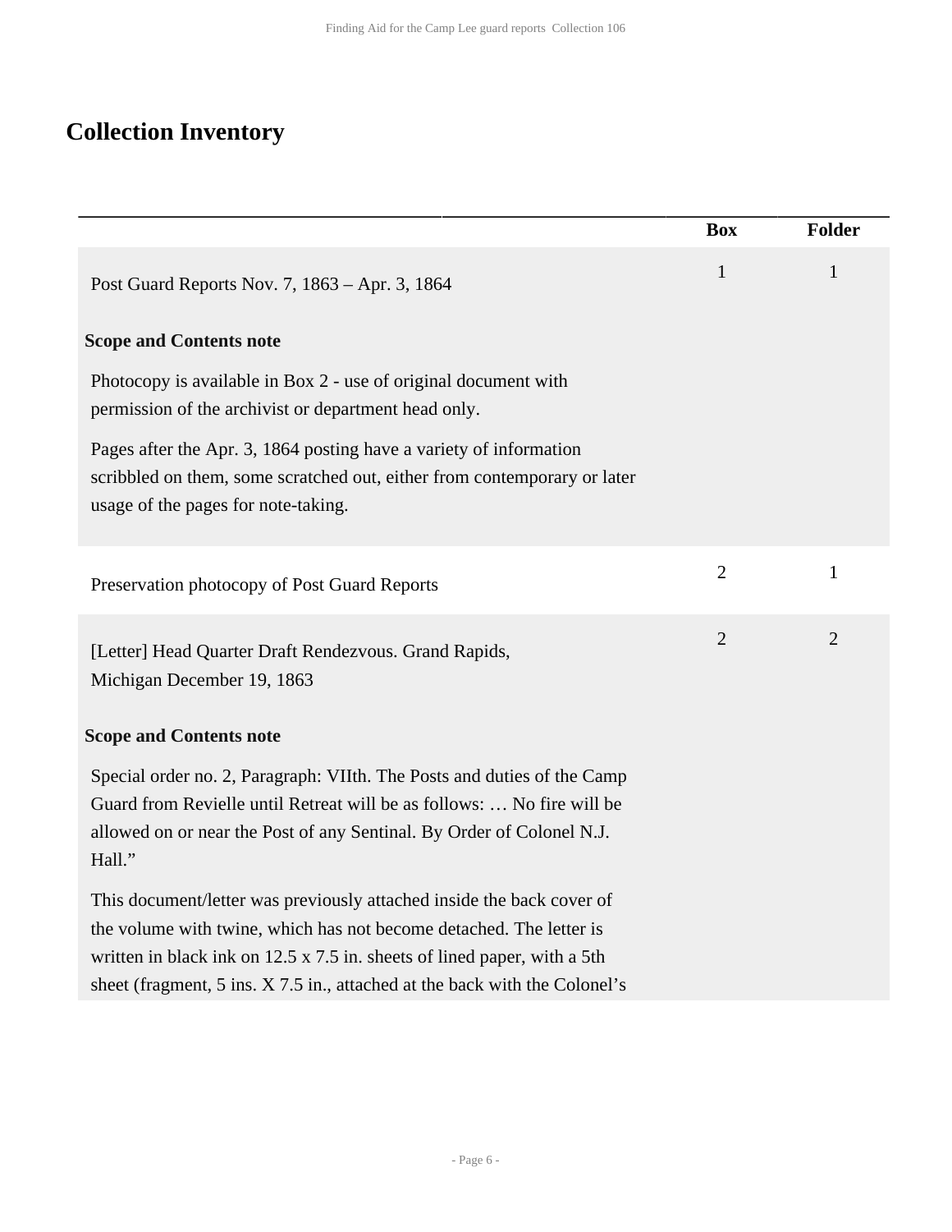## Collection Inventory

| | Box | Folder |
|---|---|---|
| Post Guard Reports Nov. 7, 1863 – Apr. 3, 1864 | 1 | 1 |

**Scope and Contents note**

Photocopy is available in Box 2 - use of original document with permission of the archivist or department head only.

Pages after the Apr. 3, 1864 posting have a variety of information scribbled on them, some scratched out, either from contemporary or later usage of the pages for note-taking.

| | Box | Folder |
|---|---|---|
| Preservation photocopy of Post Guard Reports | 2 | 1 |
| [Letter] Head Quarter Draft Rendezvous. Grand Rapids, Michigan December 19, 1863 | 2 | 2 |

**Scope and Contents note**

Special order no. 2, Paragraph: VIIth. The Posts and duties of the Camp Guard from Revielle until Retreat will be as follows: … No fire will be allowed on or near the Post of any Sentinal. By Order of Colonel N.J. Hall."

This document/letter was previously attached inside the back cover of the volume with twine, which has not become detached. The letter is written in black ink on 12.5 x 7.5 in. sheets of lined paper, with a 5th sheet (fragment, 5 ins. X 7.5 in., attached at the back with the Colonel's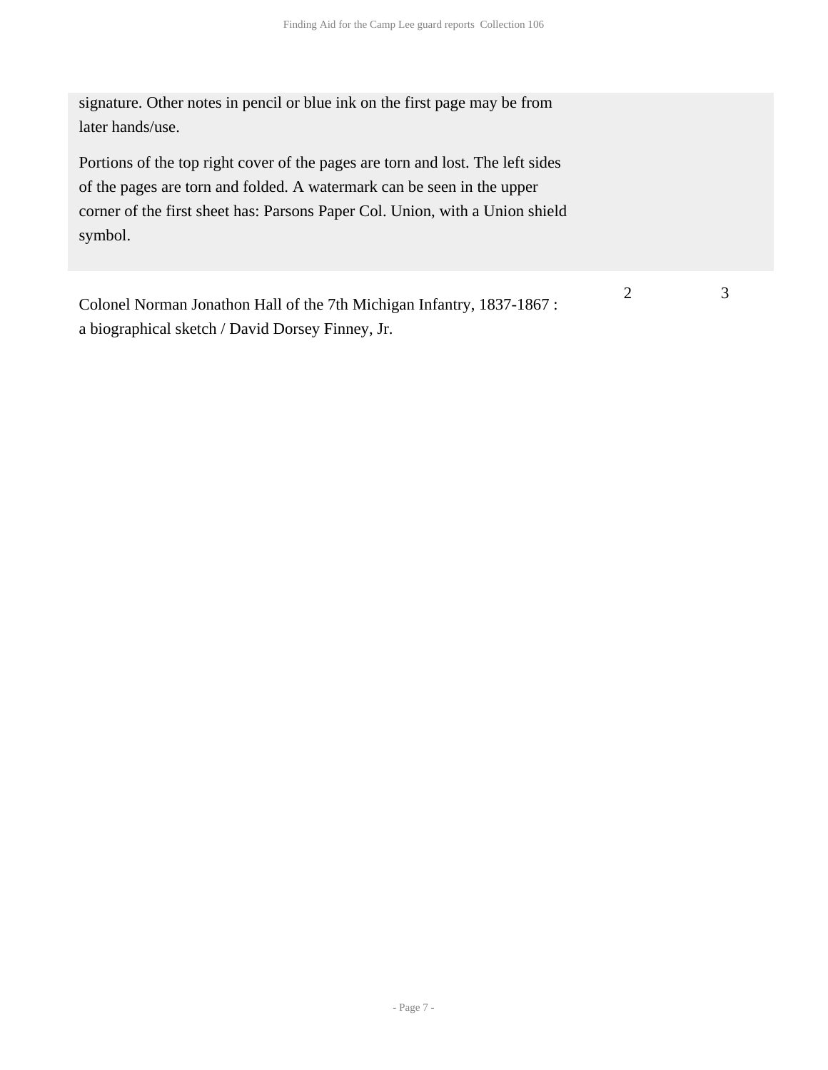| | | |
|---|---|---|
| signature. Other notes in pencil or blue ink on the first page may be from later hands/use.<br><br>Portions of the top right cover of the pages are torn and lost. The left sides of the pages are torn and folded. A watermark can be seen in the upper corner of the first sheet has: Parsons Paper Col. Union, with a Union shield symbol. | | |
| Colonel Norman Jonathon Hall of the 7th Michigan Infantry, 1837-1867 : a biographical sketch / David Dorsey Finney, Jr. | 2 | 3 |